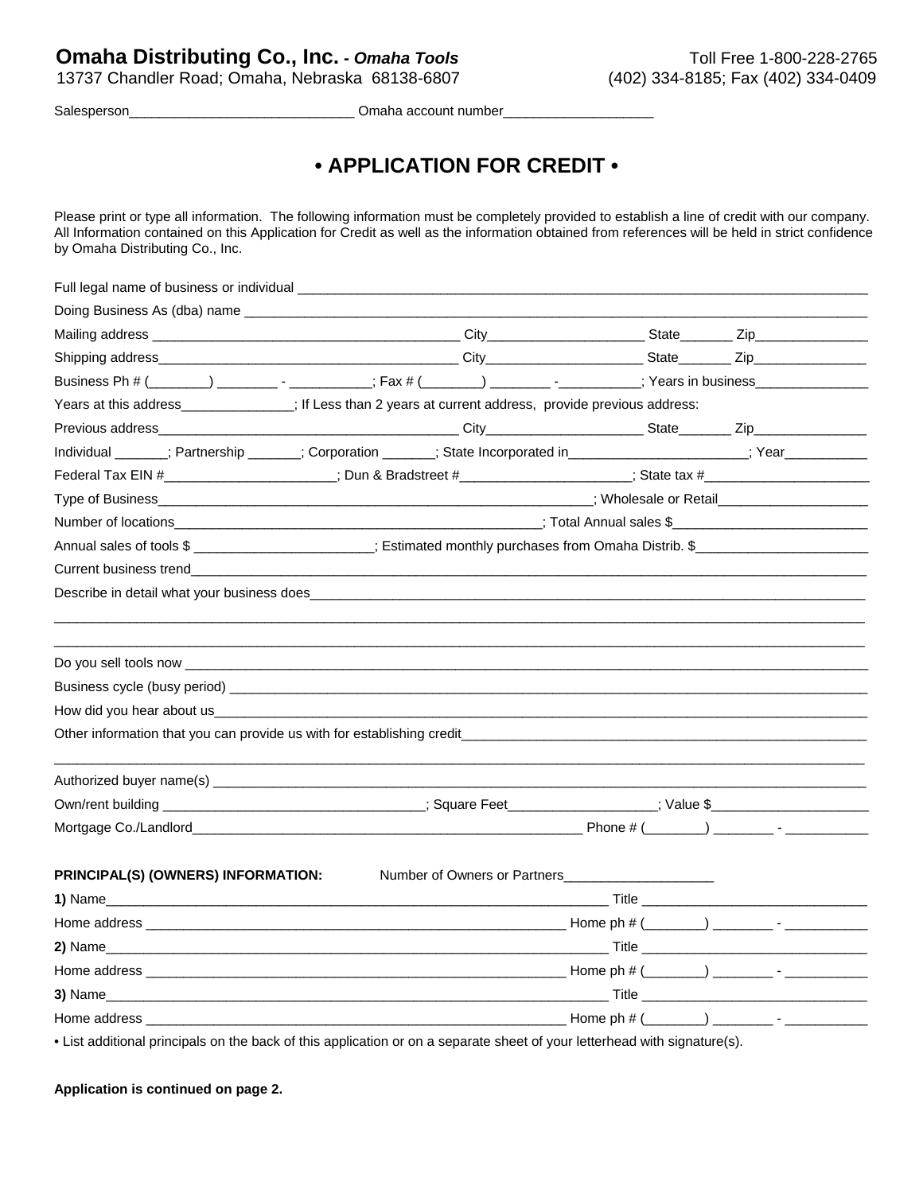**Omaha Distributing Co., Inc. -** ***Omaha Tools***
13737 Chandler Road; Omaha, Nebraska 68138-6807

Toll Free 1-800-228-2765
(402) 334-8185; Fax (402) 334-0409

Salesperson______________________________ Omaha account number____________________

# • APPLICATION FOR CREDIT •

Please print or type all information. The following information must be completely provided to establish a line of credit with our company. All Information contained on this Application for Credit as well as the information obtained from references will be held in strict confidence by Omaha Distributing Co., Inc.

Full legal name of business or individual ________________________________________________

Doing Business As (dba) name ________________________________________________

Mailing address ________________________ City____________ State_______ Zip_______________

Shipping address________________________ City____________ State_______ Zip_______________

Business Ph # (________) ________ - __________; Fax # (________) ________ -__________; Years in business_______________

Years at this address_______________; If Less than 2 years at current address, provide previous address:

Previous address________________________ City____________ State_______ Zip_______________

Individual _______; Partnership _______; Corporation _______; State Incorporated in_______________________; Year___________

Federal Tax EIN #______________________; Dun & Bradstreet #______________________; State tax #______________________

Type of Business________________________________________; Wholesale or Retail____________________

Number of locations________________________________________; Total Annual sales $__________________________

Annual sales of tools $ _______________________; Estimated monthly purchases from Omaha Distrib. $_______________________

Current business trend________________________________________________

Describe in detail what your business does________________________________________________

________________________________________________

________________________________________________

Do you sell tools now ________________________________________________

Business cycle (busy period) ________________________________________________

How did you hear about us________________________________________________

Other information that you can provide us with for establishing credit________________________________________________

________________________________________________

Authorized buyer name(s) ________________________________________________

Own/rent building __________________________________; Square Feet___________________; Value $_____________________

Mortgage Co./Landlord________________________________________ Phone # (________) ________ - ___________

**PRINCIPAL(S) (OWNERS) INFORMATION:** Number of Owners or Partners____________________

**1)** Name________________________________________ Title ______________________________

Home address ________________________________________ Home ph # (________) ________ - ___________

**2)** Name________________________________________ Title ______________________________

Home address ________________________________________ Home ph # (________) ________ - ___________

**3)** Name________________________________________ Title ______________________________

Home address ________________________________________ Home ph # (________) ________ - ___________

• List additional principals on the back of this application or on a separate sheet of your letterhead with signature(s).

**Application is continued on page 2.**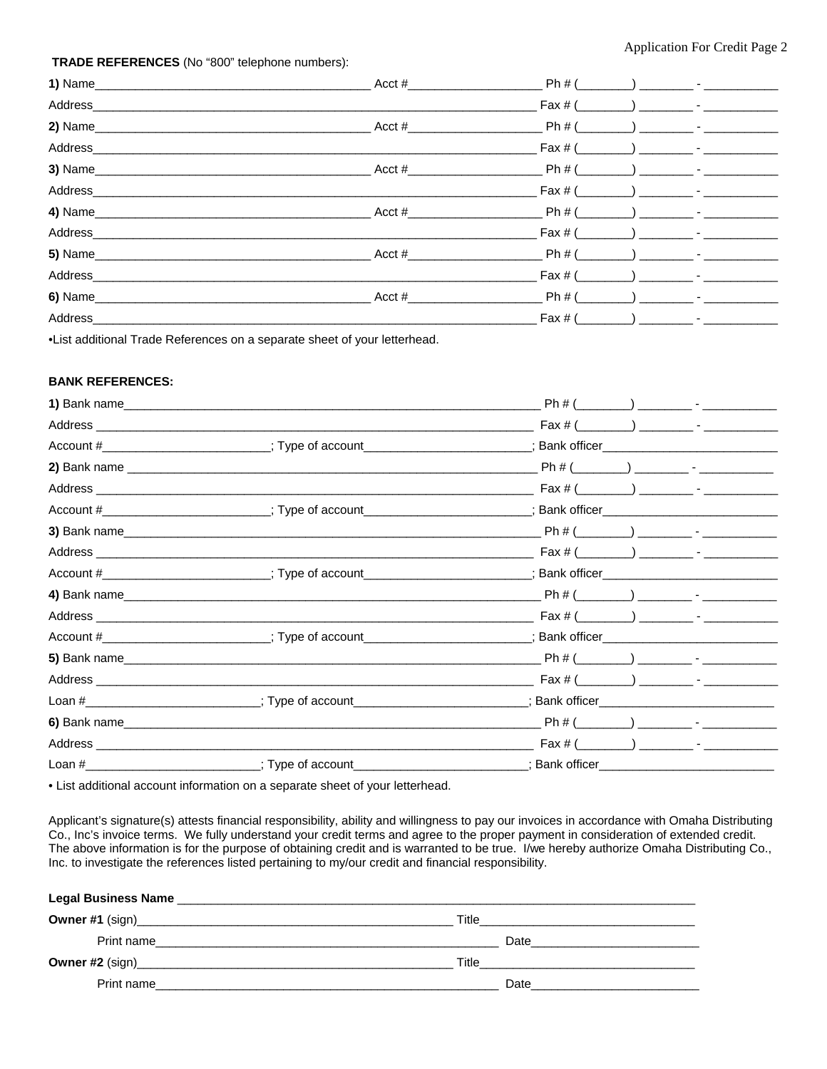**TRADE REFERENCES** (No "800" telephone numbers):

**1)** Name___________________________________________ Acct #____________________ Ph # (________) ________ - ___________
Address__________________________________________________________________________ Fax # (________) ________ - ___________

**2)** Name___________________________________________ Acct #____________________ Ph # (________) ________ - ___________
Address__________________________________________________________________________ Fax # (________) ________ - ___________

**3)** Name___________________________________________ Acct #____________________ Ph # (________) ________ - ___________
Address__________________________________________________________________________ Fax # (________) ________ - ___________

**4)** Name___________________________________________ Acct #____________________ Ph # (________) ________ - ___________
Address__________________________________________________________________________ Fax # (________) ________ - ___________

**5)** Name___________________________________________ Acct #____________________ Ph # (________) ________ - ___________
Address__________________________________________________________________________ Fax # (________) ________ - ___________

**6)** Name___________________________________________ Acct #____________________ Ph # (________) ________ - ___________
Address__________________________________________________________________________ Fax # (________) ________ - ___________

•List additional Trade References on a separate sheet of your letterhead.

**BANK REFERENCES:**

**1)** Bank name____________________________________________________________________ Ph # (________) ________ - ___________
Address ________________________________________________________________________ Fax # (________) ________ - ___________
Account #_________________________; Type of account_________________________; Bank officer__________________________

**2)** Bank name ____________________________________________________________________ Ph # (________) ________ - ___________
Address ________________________________________________________________________ Fax # (________) ________ - ___________
Account #_________________________; Type of account_________________________; Bank officer__________________________

**3)** Bank name____________________________________________________________________ Ph # (________) ________ - ___________
Address ________________________________________________________________________ Fax # (________) ________ - ___________
Account #_________________________; Type of account_________________________; Bank officer__________________________

**4)** Bank name____________________________________________________________________ Ph # (________) ________ - ___________
Address ________________________________________________________________________ Fax # (________) ________ - ___________
Account #_________________________; Type of account_________________________; Bank officer__________________________

**5)** Bank name____________________________________________________________________ Ph # (________) ________ - ___________
Address ________________________________________________________________________ Fax # (________) ________ - ___________
Loan #__________________________; Type of account_________________________; Bank officer__________________________

**6)** Bank name____________________________________________________________________ Ph # (________) ________ - ___________
Address ________________________________________________________________________ Fax # (________) ________ - ___________
Loan #__________________________; Type of account_________________________; Bank officer__________________________

• List additional account information on a separate sheet of your letterhead.

Applicant's signature(s) attests financial responsibility, ability and willingness to pay our invoices in accordance with Omaha Distributing Co., Inc's invoice terms. We fully understand your credit terms and agree to the proper payment in consideration of extended credit. The above information is for the purpose of obtaining credit and is warranted to be true. I/we hereby authorize Omaha Distributing Co., Inc. to investigate the references listed pertaining to my/our credit and financial responsibility.

**Legal Business Name** ______________________________________________________________________________

**Owner #1** (sign)________________________________________________ Title________________________________
Print name______________________________________________________ Date_________________________

**Owner #2** (sign)________________________________________________ Title________________________________
Print name______________________________________________________ Date_________________________